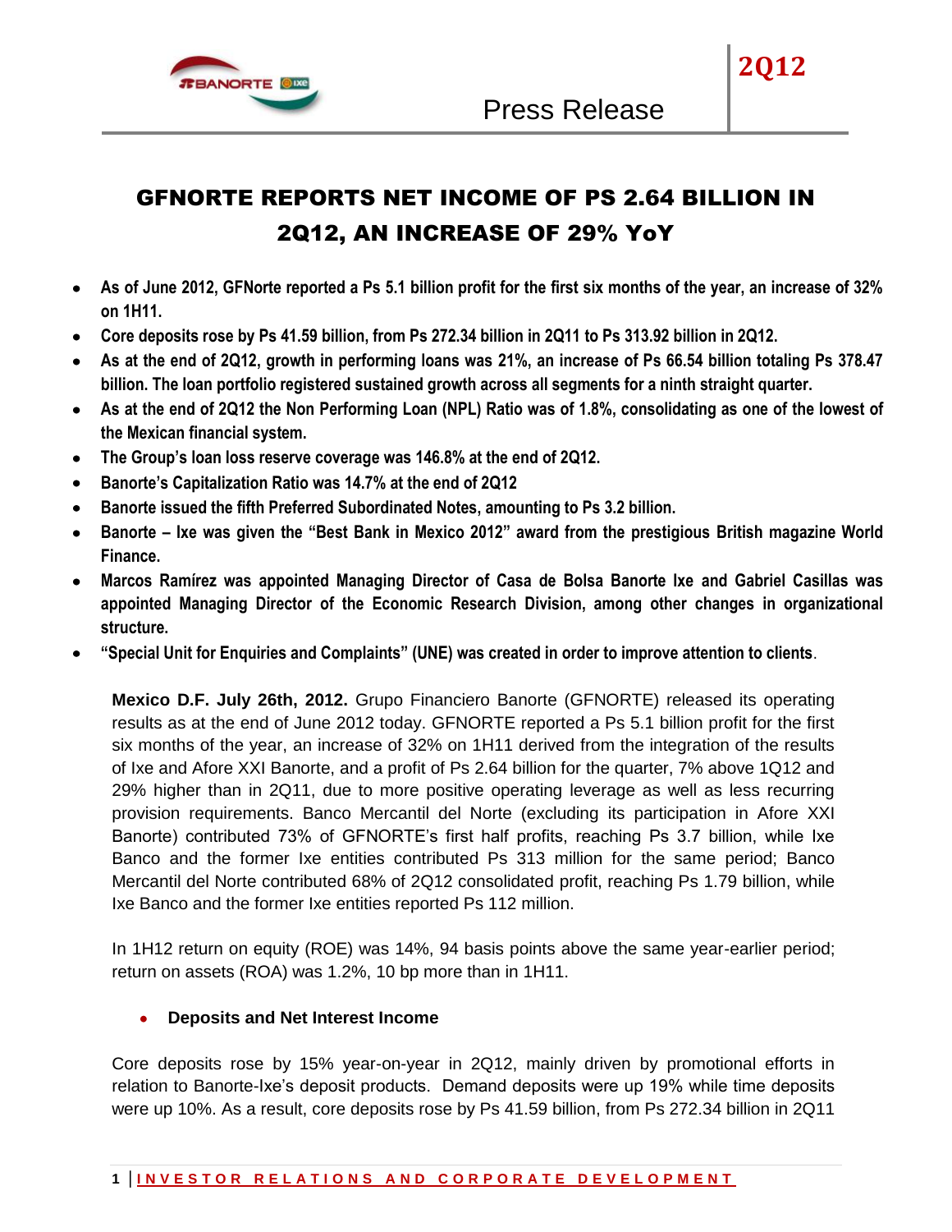# GFNORTE REPORTS NET INCOME OF PS 2.64 BILLION IN 2Q12, AN INCREASE OF 29% YoY

- **As of June 2012, GFNorte reported a Ps 5.1 billion profit for the first six months of the year, an increase of 32% on 1H11.**
- **Core deposits rose by Ps 41.59 billion, from Ps 272.34 billion in 2Q11 to Ps 313.92 billion in 2Q12.**
- **As at the end of 2Q12, growth in performing loans was 21%, an increase of Ps 66.54 billion totaling Ps 378.47 billion. The loan portfolio registered sustained growth across all segments for a ninth straight quarter.**
- **As at the end of 2Q12 the Non Performing Loan (NPL) Ratio was of 1.8%, consolidating as one of the lowest of the Mexican financial system.**
- **The Group's loan loss reserve coverage was 146.8% at the end of 2Q12.**
- **Banorte's Capitalization Ratio was 14.7% at the end of 2Q12**
- **Banorte issued the fifth Preferred Subordinated Notes, amounting to Ps 3.2 billion.**
- **Banorte – Ixe was given the "Best Bank in Mexico 2012" award from the prestigious British magazine World Finance.**
- **Marcos Ramírez was appointed Managing Director of Casa de Bolsa Banorte Ixe and Gabriel Casillas was appointed Managing Director of the Economic Research Division, among other changes in organizational structure.**
- **"Special Unit for Enquiries and Complaints" (UNE) was created in order to improve attention to clients**.

**Mexico D.F. July 26th, 2012.** Grupo Financiero Banorte (GFNORTE) released its operating results as at the end of June 2012 today. GFNORTE reported a Ps 5.1 billion profit for the first six months of the year, an increase of 32% on 1H11 derived from the integration of the results of Ixe and Afore XXI Banorte, and a profit of Ps 2.64 billion for the quarter, 7% above 1Q12 and 29% higher than in 2Q11, due to more positive operating leverage as well as less recurring provision requirements. Banco Mercantil del Norte (excluding its participation in Afore XXI Banorte) contributed 73% of GFNORTE's first half profits, reaching Ps 3.7 billion, while Ixe Banco and the former Ixe entities contributed Ps 313 million for the same period; Banco Mercantil del Norte contributed 68% of 2Q12 consolidated profit, reaching Ps 1.79 billion, while Ixe Banco and the former Ixe entities reported Ps 112 million.

In 1H12 return on equity (ROE) was 14%, 94 basis points above the same year-earlier period; return on assets (ROA) was 1.2%, 10 bp more than in 1H11.

- **Deposits and Net Interest Income**

Core deposits rose by 15% year-on-year in 2Q12, mainly driven by promotional efforts in relation to Banorte-Ixe's deposit products. Demand deposits were up 19% while time deposits were up 10%. As a result, core deposits rose by Ps 41.59 billion, from Ps 272.34 billion in 2Q11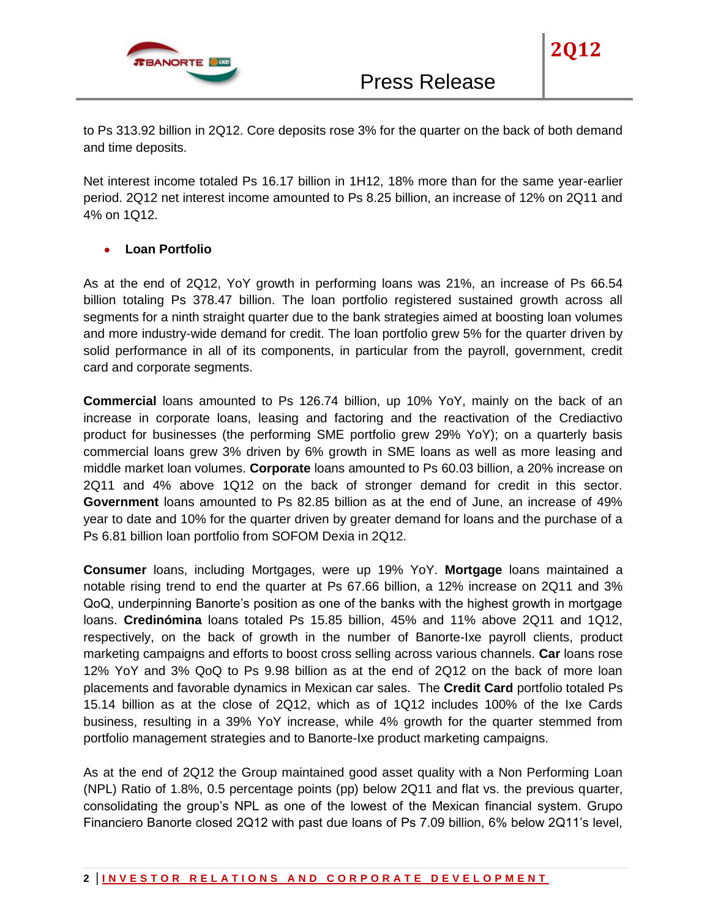to Ps 313.92 billion in 2Q12. Core deposits rose 3% for the quarter on the back of both demand and time deposits.

Net interest income totaled Ps 16.17 billion in 1H12, 18% more than for the same year-earlier period. 2Q12 net interest income amounted to Ps 8.25 billion, an increase of 12% on 2Q11 and 4% on 1Q12.

- **Loan Portfolio**

As at the end of 2Q12, YoY growth in performing loans was 21%, an increase of Ps 66.54 billion totaling Ps 378.47 billion. The loan portfolio registered sustained growth across all segments for a ninth straight quarter due to the bank strategies aimed at boosting loan volumes and more industry-wide demand for credit. The loan portfolio grew 5% for the quarter driven by solid performance in all of its components, in particular from the payroll, government, credit card and corporate segments.

**Commercial** loans amounted to Ps 126.74 billion, up 10% YoY, mainly on the back of an increase in corporate loans, leasing and factoring and the reactivation of the Crediactivo product for businesses (the performing SME portfolio grew 29% YoY); on a quarterly basis commercial loans grew 3% driven by 6% growth in SME loans as well as more leasing and middle market loan volumes. **Corporate** loans amounted to Ps 60.03 billion, a 20% increase on 2Q11 and 4% above 1Q12 on the back of stronger demand for credit in this sector. **Government** loans amounted to Ps 82.85 billion as at the end of June, an increase of 49% year to date and 10% for the quarter driven by greater demand for loans and the purchase of a Ps 6.81 billion loan portfolio from SOFOM Dexia in 2Q12.

**Consumer** loans, including Mortgages, were up 19% YoY. **Mortgage** loans maintained a notable rising trend to end the quarter at Ps 67.66 billion, a 12% increase on 2Q11 and 3% QoQ, underpinning Banorte's position as one of the banks with the highest growth in mortgage loans. **Credinómina** loans totaled Ps 15.85 billion, 45% and 11% above 2Q11 and 1Q12, respectively, on the back of growth in the number of Banorte-Ixe payroll clients, product marketing campaigns and efforts to boost cross selling across various channels. **Car** loans rose 12% YoY and 3% QoQ to Ps 9.98 billion as at the end of 2Q12 on the back of more loan placements and favorable dynamics in Mexican car sales. The **Credit Card** portfolio totaled Ps 15.14 billion as at the close of 2Q12, which as of 1Q12 includes 100% of the Ixe Cards business, resulting in a 39% YoY increase, while 4% growth for the quarter stemmed from portfolio management strategies and to Banorte-Ixe product marketing campaigns.

As at the end of 2Q12 the Group maintained good asset quality with a Non Performing Loan (NPL) Ratio of 1.8%, 0.5 percentage points (pp) below 2Q11 and flat vs. the previous quarter, consolidating the group's NPL as one of the lowest of the Mexican financial system. Grupo Financiero Banorte closed 2Q12 with past due loans of Ps 7.09 billion, 6% below 2Q11's level,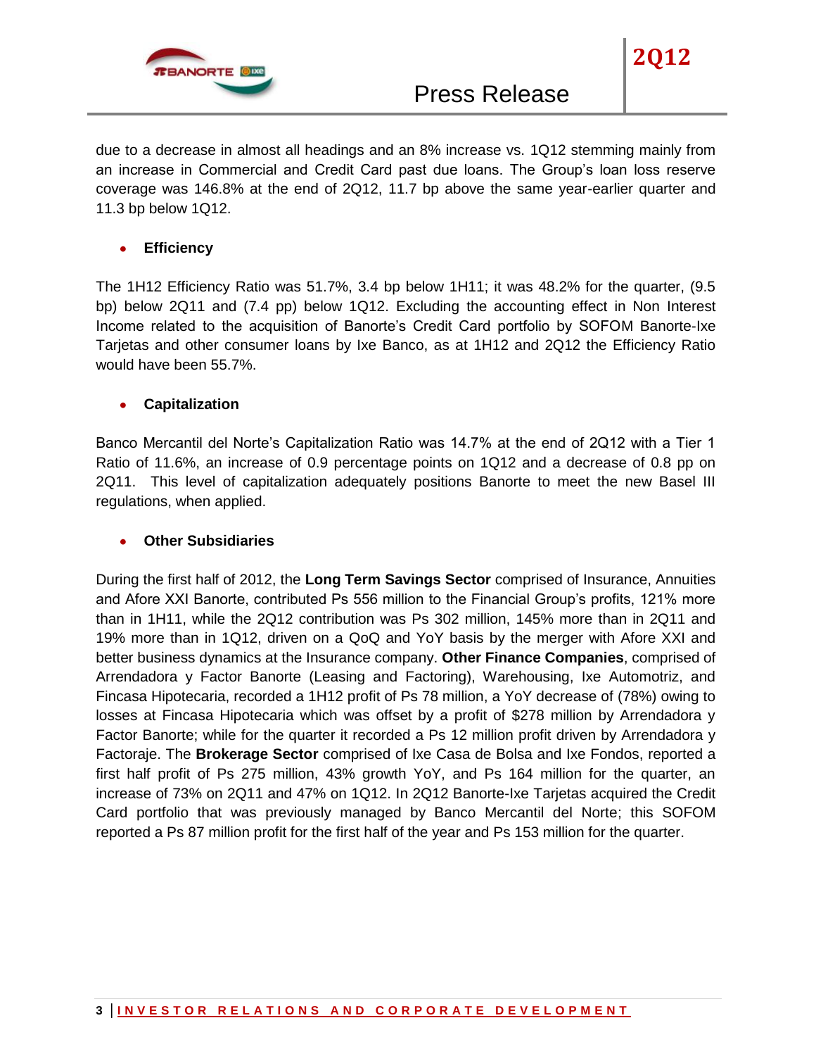due to a decrease in almost all headings and an 8% increase vs. 1Q12 stemming mainly from an increase in Commercial and Credit Card past due loans. The Group's loan loss reserve coverage was 146.8% at the end of 2Q12, 11.7 bp above the same year-earlier quarter and 11.3 bp below 1Q12.

- **Efficiency**

The 1H12 Efficiency Ratio was 51.7%, 3.4 bp below 1H11; it was 48.2% for the quarter, (9.5 bp) below 2Q11 and (7.4 pp) below 1Q12. Excluding the accounting effect in Non Interest Income related to the acquisition of Banorte's Credit Card portfolio by SOFOM Banorte-Ixe Tarjetas and other consumer loans by Ixe Banco, as at 1H12 and 2Q12 the Efficiency Ratio would have been 55.7%.

- **Capitalization**

Banco Mercantil del Norte's Capitalization Ratio was 14.7% at the end of 2Q12 with a Tier 1 Ratio of 11.6%, an increase of 0.9 percentage points on 1Q12 and a decrease of 0.8 pp on 2Q11. This level of capitalization adequately positions Banorte to meet the new Basel III regulations, when applied.

- **Other Subsidiaries**

During the first half of 2012, the **Long Term Savings Sector** comprised of Insurance, Annuities and Afore XXI Banorte, contributed Ps 556 million to the Financial Group's profits, 121% more than in 1H11, while the 2Q12 contribution was Ps 302 million, 145% more than in 2Q11 and 19% more than in 1Q12, driven on a QoQ and YoY basis by the merger with Afore XXI and better business dynamics at the Insurance company. **Other Finance Companies**, comprised of Arrendadora y Factor Banorte (Leasing and Factoring), Warehousing, Ixe Automotriz, and Fincasa Hipotecaria, recorded a 1H12 profit of Ps 78 million, a YoY decrease of (78%) owing to losses at Fincasa Hipotecaria which was offset by a profit of $278 million by Arrendadora y Factor Banorte; while for the quarter it recorded a Ps 12 million profit driven by Arrendadora y Factoraje. The **Brokerage Sector** comprised of Ixe Casa de Bolsa and Ixe Fondos, reported a first half profit of Ps 275 million, 43% growth YoY, and Ps 164 million for the quarter, an increase of 73% on 2Q11 and 47% on 1Q12. In 2Q12 Banorte-Ixe Tarjetas acquired the Credit Card portfolio that was previously managed by Banco Mercantil del Norte; this SOFOM reported a Ps 87 million profit for the first half of the year and Ps 153 million for the quarter.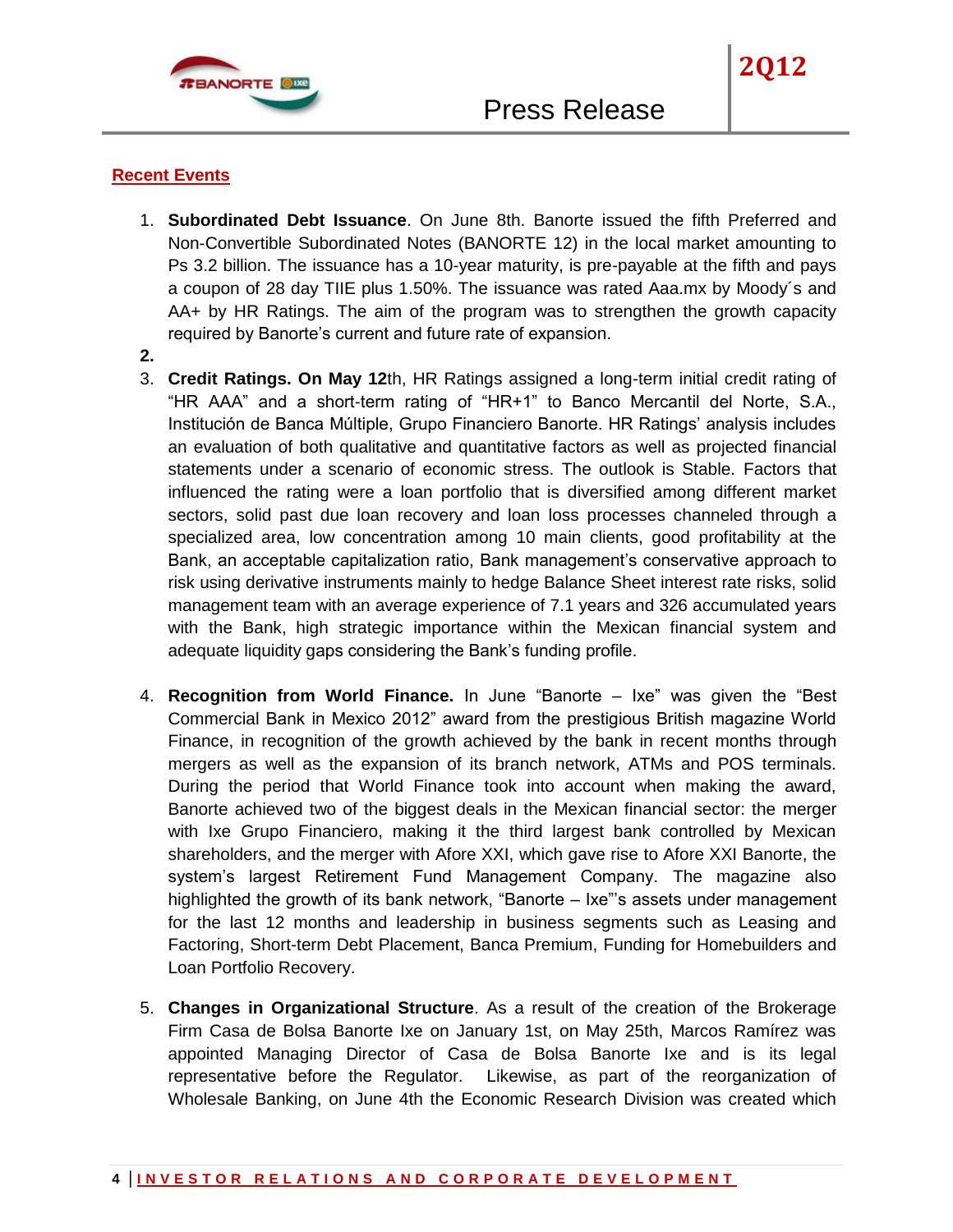## Recent Events

1. **Subordinated Debt Issuance**. On June 8th. Banorte issued the fifth Preferred and Non-Convertible Subordinated Notes (BANORTE 12) in the local market amounting to Ps 3.2 billion. The issuance has a 10-year maturity, is pre-payable at the fifth and pays a coupon of 28 day TIIE plus 1.50%. The issuance was rated Aaa.mx by Moody´s and AA+ by HR Ratings. The aim of the program was to strengthen the growth capacity required by Banorte's current and future rate of expansion.

2. 

3. **Credit Ratings. On May 12**th, HR Ratings assigned a long-term initial credit rating of "HR AAA" and a short-term rating of "HR+1" to Banco Mercantil del Norte, S.A., Institución de Banca Múltiple, Grupo Financiero Banorte. HR Ratings' analysis includes an evaluation of both qualitative and quantitative factors as well as projected financial statements under a scenario of economic stress. The outlook is Stable. Factors that influenced the rating were a loan portfolio that is diversified among different market sectors, solid past due loan recovery and loan loss processes channeled through a specialized area, low concentration among 10 main clients, good profitability at the Bank, an acceptable capitalization ratio, Bank management's conservative approach to risk using derivative instruments mainly to hedge Balance Sheet interest rate risks, solid management team with an average experience of 7.1 years and 326 accumulated years with the Bank, high strategic importance within the Mexican financial system and adequate liquidity gaps considering the Bank's funding profile.

4. **Recognition from World Finance.** In June "Banorte – Ixe" was given the "Best Commercial Bank in Mexico 2012" award from the prestigious British magazine World Finance, in recognition of the growth achieved by the bank in recent months through mergers as well as the expansion of its branch network, ATMs and POS terminals. During the period that World Finance took into account when making the award, Banorte achieved two of the biggest deals in the Mexican financial sector: the merger with Ixe Grupo Financiero, making it the third largest bank controlled by Mexican shareholders, and the merger with Afore XXI, which gave rise to Afore XXI Banorte, the system's largest Retirement Fund Management Company. The magazine also highlighted the growth of its bank network, "Banorte – Ixe"'s assets under management for the last 12 months and leadership in business segments such as Leasing and Factoring, Short-term Debt Placement, Banca Premium, Funding for Homebuilders and Loan Portfolio Recovery.

5. **Changes in Organizational Structure**. As a result of the creation of the Brokerage Firm Casa de Bolsa Banorte Ixe on January 1st, on May 25th, Marcos Ramírez was appointed Managing Director of Casa de Bolsa Banorte Ixe and is its legal representative before the Regulator. Likewise, as part of the reorganization of Wholesale Banking, on June 4th the Economic Research Division was created which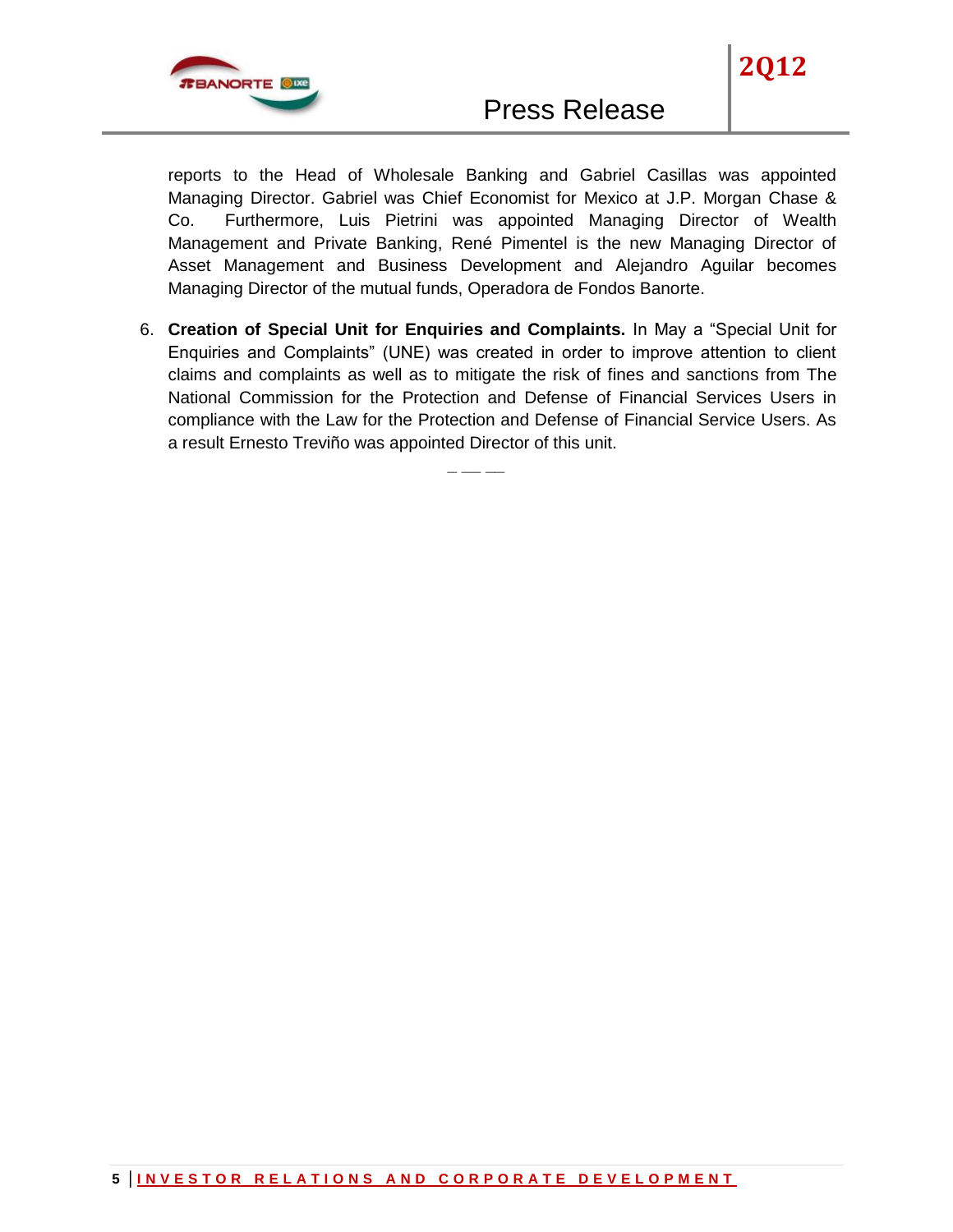reports to the Head of Wholesale Banking and Gabriel Casillas was appointed Managing Director. Gabriel was Chief Economist for Mexico at J.P. Morgan Chase & Co. Furthermore, Luis Pietrini was appointed Managing Director of Wealth Management and Private Banking, René Pimentel is the new Managing Director of Asset Management and Business Development and Alejandro Aguilar becomes Managing Director of the mutual funds, Operadora de Fondos Banorte.

6. **Creation of Special Unit for Enquiries and Complaints.** In May a "Special Unit for Enquiries and Complaints" (UNE) was created in order to improve attention to client claims and complaints as well as to mitigate the risk of fines and sanctions from The National Commission for the Protection and Defense of Financial Services Users in compliance with the Law for the Protection and Defense of Financial Service Users. As a result Ernesto Treviño was appointed Director of this unit.

– — —